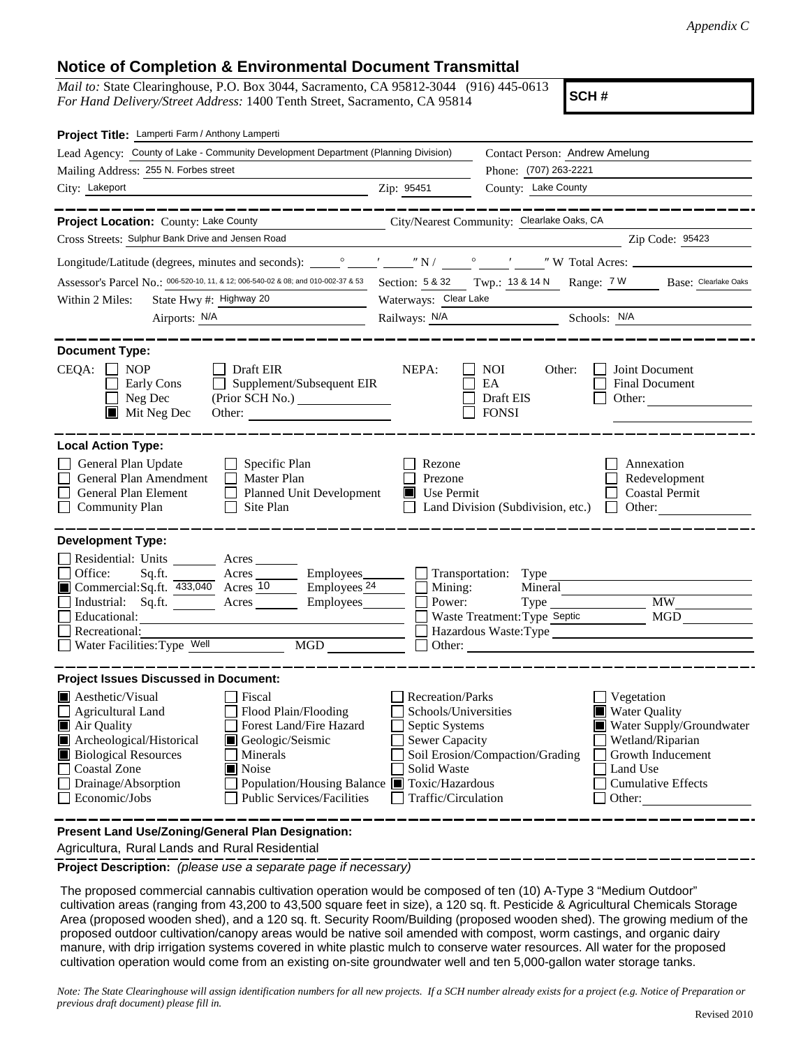*Appendix C*

# Notice of Completion & Environmental Document Transmittal

*Mail to:* State Clearinghouse, P.O. Box 3044, Sacramento, CA 95812-3044 (916) 445-0613
*For Hand Delivery/Street Address:* 1400 Tenth Street, Sacramento, CA 95814

**SCH #**

**Project Title:** Lamperti Farm / Anthony Lamperti

Lead Agency: County of Lake - Community Development Department (Planning Division)
Contact Person: Andrew Amelung
Mailing Address: 255 N. Forbes street
Phone: (707) 263-2221
City: Lakeport
Zip: 95451
County: Lake County

**Project Location:** County: Lake County
City/Nearest Community: Clearlake Oaks, CA
Cross Streets: Sulphur Bank Drive and Jensen Road
Zip Code: 95423

Longitude/Latitude (degrees, minutes and seconds): ___° ___′ ___″ N / ___° ___′ ___″ W Total Acres: ___

Assessor's Parcel No.: 006-520-10, 11, & 12; 006-540-02 & 08; and 010-002-37 & 53
Section: 5 & 32 Twp.: 13 & 14 N Range: 7 W Base: Clearlake Oaks

Within 2 Miles: State Hwy #: Highway 20
Waterways: Clear Lake
Airports: N/A
Railways: N/A
Schools: N/A

**Document Type:**

CEQA:
- [ ] NOP
- [ ] Early Cons
- [ ] Neg Dec
- [x] Mit Neg Dec
- [ ] Draft EIR
- [ ] Supplement/Subsequent EIR (Prior SCH No.) ___
- Other: ___

NEPA:
- [ ] NOI
- [ ] EA
- [ ] Draft EIS
- [ ] FONSI

Other:
- [ ] Joint Document
- [ ] Final Document
- [ ] Other: ___

**Local Action Type:**

- [ ] General Plan Update
- [ ] General Plan Amendment
- [ ] General Plan Element
- [ ] Community Plan
- [ ] Specific Plan
- [ ] Master Plan
- [ ] Planned Unit Development
- [ ] Site Plan
- [ ] Rezone
- [ ] Prezone
- [x] Use Permit
- [ ] Land Division (Subdivision, etc.)
- [ ] Annexation
- [ ] Redevelopment
- [ ] Coastal Permit
- [ ] Other: ___

**Development Type:**

- [ ] Residential: Units ___ Acres ___
- [ ] Office: Sq.ft. ___ Acres ___ Employees ___
- [x] Commercial: Sq.ft. 433,040 Acres 10 Employees 24
- [ ] Industrial: Sq.ft. ___ Acres ___ Employees ___
- [ ] Educational: ___
- [ ] Recreational: ___
- [ ] Water Facilities: Type Well MGD ___
- [ ] Transportation: Type ___
- [ ] Mining: Mineral ___
- [ ] Power: Type ___ MW ___
- [ ] Waste Treatment: Type Septic MGD ___
- [ ] Hazardous Waste: Type ___
- [ ] Other: ___

**Project Issues Discussed in Document:**

- [x] Aesthetic/Visual
- [ ] Agricultural Land
- [x] Air Quality
- [x] Archeological/Historical
- [x] Biological Resources
- [ ] Coastal Zone
- [ ] Drainage/Absorption
- [ ] Economic/Jobs
- [ ] Fiscal
- [ ] Flood Plain/Flooding
- [ ] Forest Land/Fire Hazard
- [x] Geologic/Seismic
- [ ] Minerals
- [x] Noise
- [ ] Population/Housing Balance
- [ ] Public Services/Facilities
- [ ] Recreation/Parks
- [ ] Schools/Universities
- [ ] Septic Systems
- [ ] Sewer Capacity
- [ ] Soil Erosion/Compaction/Grading
- [ ] Solid Waste
- [x] Toxic/Hazardous
- [ ] Traffic/Circulation
- [ ] Vegetation
- [x] Water Quality
- [x] Water Supply/Groundwater
- [ ] Wetland/Riparian
- [ ] Growth Inducement
- [ ] Land Use
- [ ] Cumulative Effects
- [ ] Other: ___

**Present Land Use/Zoning/General Plan Designation:**

Agricultura, Rural Lands and Rural Residential

**Project Description:** *(please use a separate page if necessary)*

The proposed commercial cannabis cultivation operation would be composed of ten (10) A-Type 3 "Medium Outdoor" cultivation areas (ranging from 43,200 to 43,500 square feet in size), a 120 sq. ft. Pesticide & Agricultural Chemicals Storage Area (proposed wooden shed), and a 120 sq. ft. Security Room/Building (proposed wooden shed). The growing medium of the proposed outdoor cultivation/canopy areas would be native soil amended with compost, worm castings, and organic dairy manure, with drip irrigation systems covered in white plastic mulch to conserve water resources. All water for the proposed cultivation operation would come from an existing on-site groundwater well and ten 5,000-gallon water storage tanks.

*Note: The State Clearinghouse will assign identification numbers for all new projects. If a SCH number already exists for a project (e.g. Notice of Preparation or previous draft document) please fill in.*

Revised 2010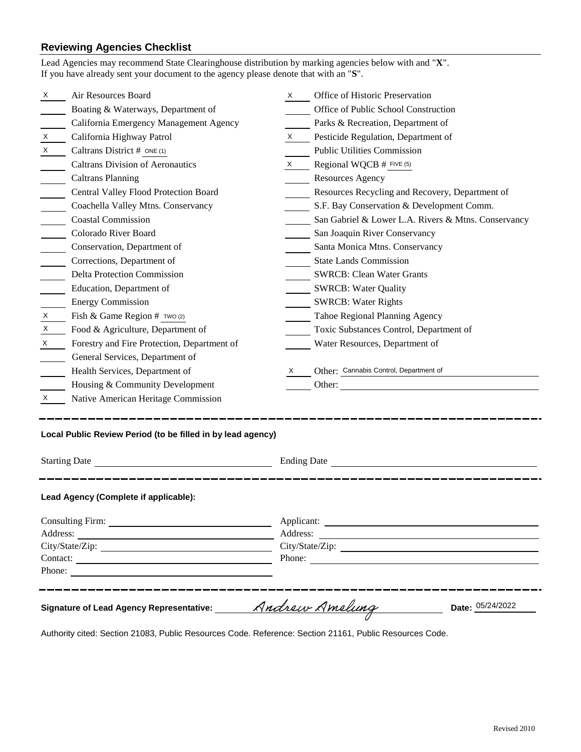## Reviewing Agencies Checklist

Lead Agencies may recommend State Clearinghouse distribution by marking agencies below with and "**X**".
If you have already sent your document to the agency please denote that with an "**S**".

| | | | |
|---|---|---|---|
| X | Air Resources Board | X | Office of Historic Preservation |
| | Boating & Waterways, Department of | | Office of Public School Construction |
| | California Emergency Management Agency | | Parks & Recreation, Department of |
| X | California Highway Patrol | X | Pesticide Regulation, Department of |
| X | Caltrans District # ONE (1) | | Public Utilities Commission |
| | Caltrans Division of Aeronautics | X | Regional WQCB # FIVE (5) |
| | Caltrans Planning | | Resources Agency |
| | Central Valley Flood Protection Board | | Resources Recycling and Recovery, Department of |
| | Coachella Valley Mtns. Conservancy | | S.F. Bay Conservation & Development Comm. |
| | Coastal Commission | | San Gabriel & Lower L.A. Rivers & Mtns. Conservancy |
| | Colorado River Board | | San Joaquin River Conservancy |
| | Conservation, Department of | | Santa Monica Mtns. Conservancy |
| | Corrections, Department of | | State Lands Commission |
| | Delta Protection Commission | | SWRCB: Clean Water Grants |
| | Education, Department of | | SWRCB: Water Quality |
| | Energy Commission | | SWRCB: Water Rights |
| X | Fish & Game Region # TWO (2) | | Tahoe Regional Planning Agency |
| X | Food & Agriculture, Department of | | Toxic Substances Control, Department of |
| X | Forestry and Fire Protection, Department of | | Water Resources, Department of |
| | General Services, Department of | | |
| | Health Services, Department of | X | Other: Cannabis Control, Department of |
| | Housing & Community Development | | Other: |
| X | Native American Heritage Commission | | |

---

**Local Public Review Period (to be filled in by lead agency)**

Starting Date \_\_\_\_\_\_\_\_\_\_ Ending Date \_\_\_\_\_\_\_\_\_\_

---

**Lead Agency (Complete if applicable):**

Consulting Firm:
Address:
City/State/Zip:
Contact:
Phone:

Applicant:
Address:
City/State/Zip:
Phone:

---

**Signature of Lead Agency Representative:** Andrew Amelung **Date:** 05/24/2022

Authority cited: Section 21083, Public Resources Code. Reference: Section 21161, Public Resources Code.

Revised 2010